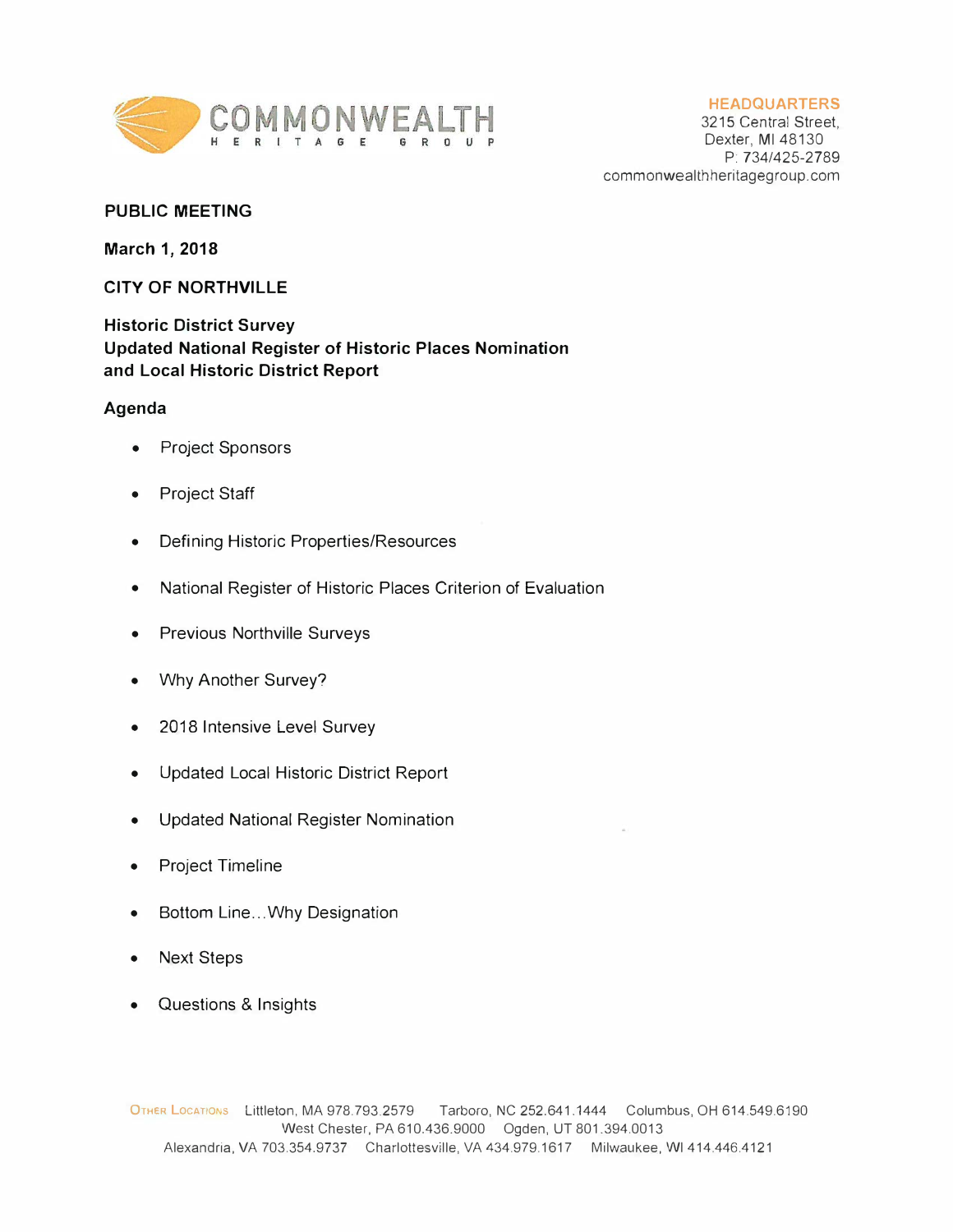COMMONWEALTH HERITAGE GROUP

HEADQUARTERS
3215 Central Street,
Dexter, MI 48130
P: 734/425-2789
commonwealthheritagegroup.com

**PUBLIC MEETING**

**March 1, 2018**

**CITY OF NORTHVILLE**

**Historic District Survey**
**Updated National Register of Historic Places Nomination**
**and Local Historic District Report**

**Agenda**

- Project Sponsors
- Project Staff
- Defining Historic Properties/Resources
- National Register of Historic Places Criterion of Evaluation
- Previous Northville Surveys
- Why Another Survey?
- 2018 Intensive Level Survey
- Updated Local Historic District Report
- Updated National Register Nomination
- Project Timeline
- Bottom Line…Why Designation
- Next Steps
- Questions & Insights

OTHER LOCATIONS Littleton, MA 978.793.2579 Tarboro, NC 252.641.1444 Columbus, OH 614.549.6190 West Chester, PA 610.436.9000 Ogden, UT 801.394.0013 Alexandria, VA 703.354.9737 Charlottesville, VA 434.979.1617 Milwaukee, WI 414.446.4121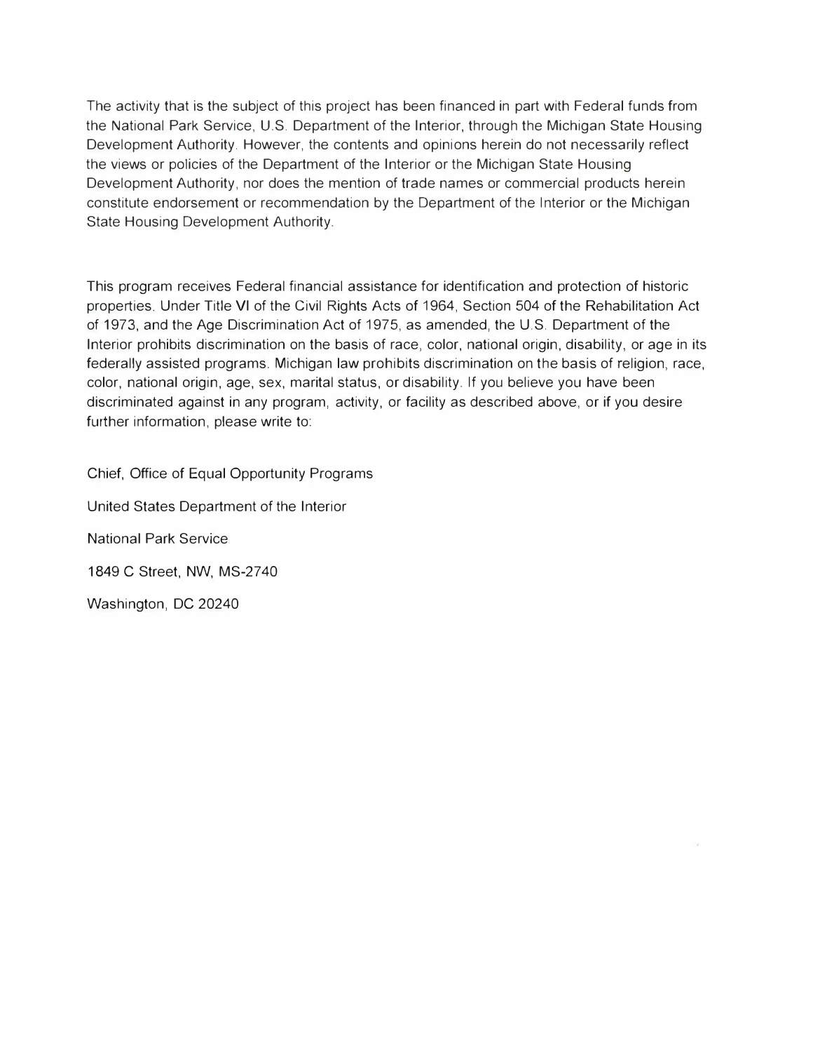The activity that is the subject of this project has been financed in part with Federal funds from the National Park Service, U.S. Department of the Interior, through the Michigan State Housing Development Authority. However, the contents and opinions herein do not necessarily reflect the views or policies of the Department of the Interior or the Michigan State Housing Development Authority, nor does the mention of trade names or commercial products herein constitute endorsement or recommendation by the Department of the Interior or the Michigan State Housing Development Authority.

This program receives Federal financial assistance for identification and protection of historic properties. Under Title VI of the Civil Rights Acts of 1964, Section 504 of the Rehabilitation Act of 1973, and the Age Discrimination Act of 1975, as amended, the U.S. Department of the Interior prohibits discrimination on the basis of race, color, national origin, disability, or age in its federally assisted programs. Michigan law prohibits discrimination on the basis of religion, race, color, national origin, age, sex, marital status, or disability. If you believe you have been discriminated against in any program, activity, or facility as described above, or if you desire further information, please write to:

Chief, Office of Equal Opportunity Programs

United States Department of the Interior

National Park Service

1849 C Street, NW, MS-2740

Washington, DC 20240